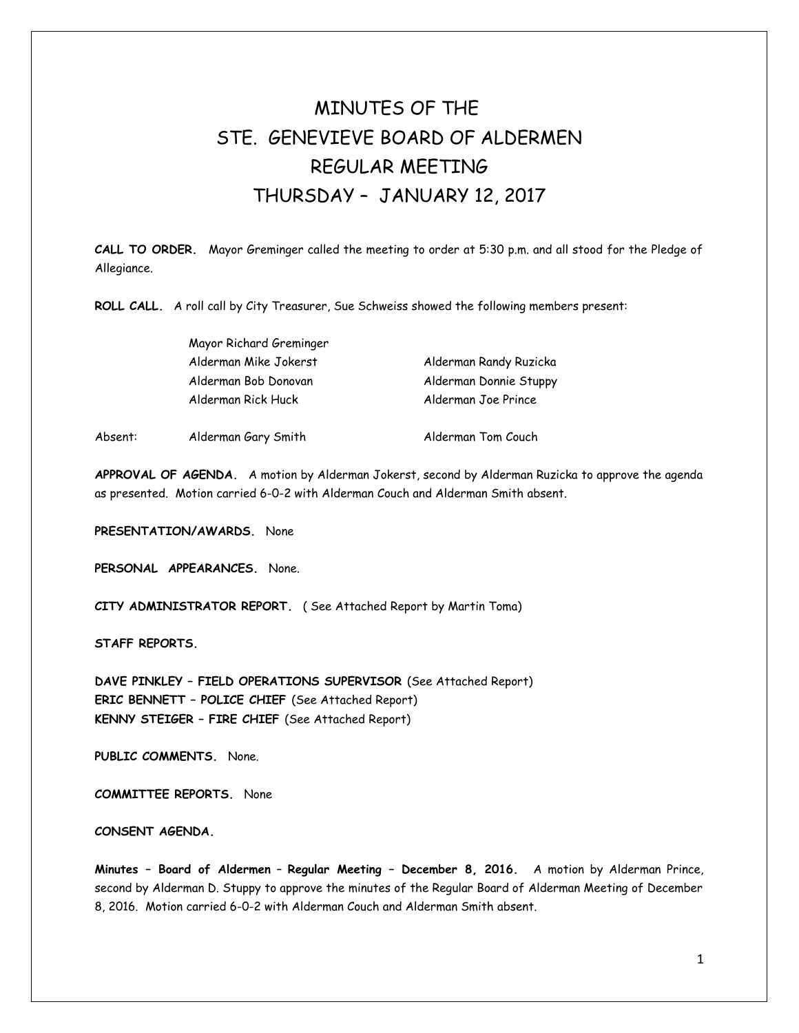# MINUTES OF THE
# STE. GENEVIEVE BOARD OF ALDERMEN
# REGULAR MEETING
# THURSDAY – JANUARY 12, 2017

**CALL TO ORDER.** Mayor Greminger called the meeting to order at 5:30 p.m. and all stood for the Pledge of Allegiance.

**ROLL CALL.** A roll call by City Treasurer, Sue Schweiss showed the following members present:

| | | |
|---|---|---|
| | Mayor Richard Greminger | |
| | Alderman Mike Jokerst | Alderman Randy Ruzicka |
| | Alderman Bob Donovan | Alderman Donnie Stuppy |
| | Alderman Rick Huck | Alderman Joe Prince |
| Absent: | Alderman Gary Smith | Alderman Tom Couch |

**APPROVAL OF AGENDA.** A motion by Alderman Jokerst, second by Alderman Ruzicka to approve the agenda as presented. Motion carried 6-0-2 with Alderman Couch and Alderman Smith absent.

**PRESENTATION/AWARDS.** None

**PERSONAL APPEARANCES.** None.

**CITY ADMINISTRATOR REPORT.** ( See Attached Report by Martin Toma)

**STAFF REPORTS.**

**DAVE PINKLEY – FIELD OPERATIONS SUPERVISOR** (See Attached Report)
**ERIC BENNETT – POLICE CHIEF** (See Attached Report)
**KENNY STEIGER – FIRE CHIEF** (See Attached Report)

**PUBLIC COMMENTS.** None.

**COMMITTEE REPORTS.** None

**CONSENT AGENDA.**

**Minutes – Board of Aldermen – Regular Meeting – December 8, 2016.** A motion by Alderman Prince, second by Alderman D. Stuppy to approve the minutes of the Regular Board of Alderman Meeting of December 8, 2016. Motion carried 6-0-2 with Alderman Couch and Alderman Smith absent.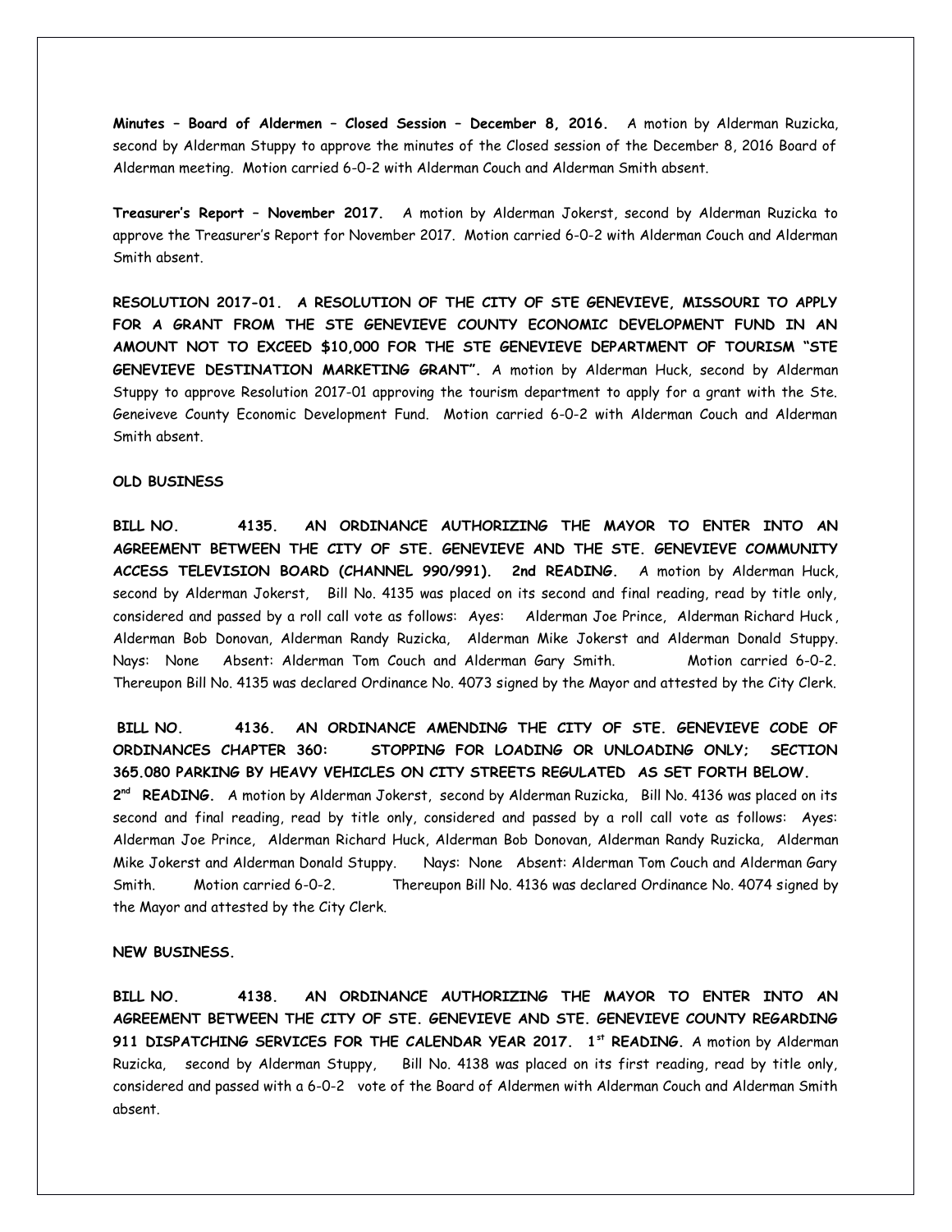**Minutes – Board of Aldermen – Closed Session – December 8, 2016.** A motion by Alderman Ruzicka, second by Alderman Stuppy to approve the minutes of the Closed session of the December 8, 2016 Board of Alderman meeting. Motion carried 6-0-2 with Alderman Couch and Alderman Smith absent.

**Treasurer's Report – November 2017.** A motion by Alderman Jokerst, second by Alderman Ruzicka to approve the Treasurer's Report for November 2017. Motion carried 6-0-2 with Alderman Couch and Alderman Smith absent.

**RESOLUTION 2017-01. A RESOLUTION OF THE CITY OF STE GENEVIEVE, MISSOURI TO APPLY FOR A GRANT FROM THE STE GENEVIEVE COUNTY ECONOMIC DEVELOPMENT FUND IN AN AMOUNT NOT TO EXCEED $10,000 FOR THE STE GENEVIEVE DEPARTMENT OF TOURISM "STE GENEVIEVE DESTINATION MARKETING GRANT".** A motion by Alderman Huck, second by Alderman Stuppy to approve Resolution 2017-01 approving the tourism department to apply for a grant with the Ste. Geneiveve County Economic Development Fund. Motion carried 6-0-2 with Alderman Couch and Alderman Smith absent.

**OLD BUSINESS**

**BILL NO. 4135. AN ORDINANCE AUTHORIZING THE MAYOR TO ENTER INTO AN AGREEMENT BETWEEN THE CITY OF STE. GENEVIEVE AND THE STE. GENEVIEVE COMMUNITY ACCESS TELEVISION BOARD (CHANNEL 990/991). 2nd READING.** A motion by Alderman Huck, second by Alderman Jokerst, Bill No. 4135 was placed on its second and final reading, read by title only, considered and passed by a roll call vote as follows: Ayes: Alderman Joe Prince, Alderman Richard Huck, Alderman Bob Donovan, Alderman Randy Ruzicka, Alderman Mike Jokerst and Alderman Donald Stuppy. Nays: None Absent: Alderman Tom Couch and Alderman Gary Smith. Motion carried 6-0-2. Thereupon Bill No. 4135 was declared Ordinance No. 4073 signed by the Mayor and attested by the City Clerk.

**BILL NO. 4136. AN ORDINANCE AMENDING THE CITY OF STE. GENEVIEVE CODE OF ORDINANCES CHAPTER 360: STOPPING FOR LOADING OR UNLOADING ONLY; SECTION 365.080 PARKING BY HEAVY VEHICLES ON CITY STREETS REGULATED AS SET FORTH BELOW. 2nd READING.** A motion by Alderman Jokerst, second by Alderman Ruzicka, Bill No. 4136 was placed on its second and final reading, read by title only, considered and passed by a roll call vote as follows: Ayes: Alderman Joe Prince, Alderman Richard Huck, Alderman Bob Donovan, Alderman Randy Ruzicka, Alderman Mike Jokerst and Alderman Donald Stuppy. Nays: None Absent: Alderman Tom Couch and Alderman Gary Smith. Motion carried 6-0-2. Thereupon Bill No. 4136 was declared Ordinance No. 4074 signed by the Mayor and attested by the City Clerk.

**NEW BUSINESS.**

**BILL NO. 4138. AN ORDINANCE AUTHORIZING THE MAYOR TO ENTER INTO AN AGREEMENT BETWEEN THE CITY OF STE. GENEVIEVE AND STE. GENEVIEVE COUNTY REGARDING 911 DISPATCHING SERVICES FOR THE CALENDAR YEAR 2017. 1st READING.** A motion by Alderman Ruzicka, second by Alderman Stuppy, Bill No. 4138 was placed on its first reading, read by title only, considered and passed with a 6-0-2 vote of the Board of Aldermen with Alderman Couch and Alderman Smith absent.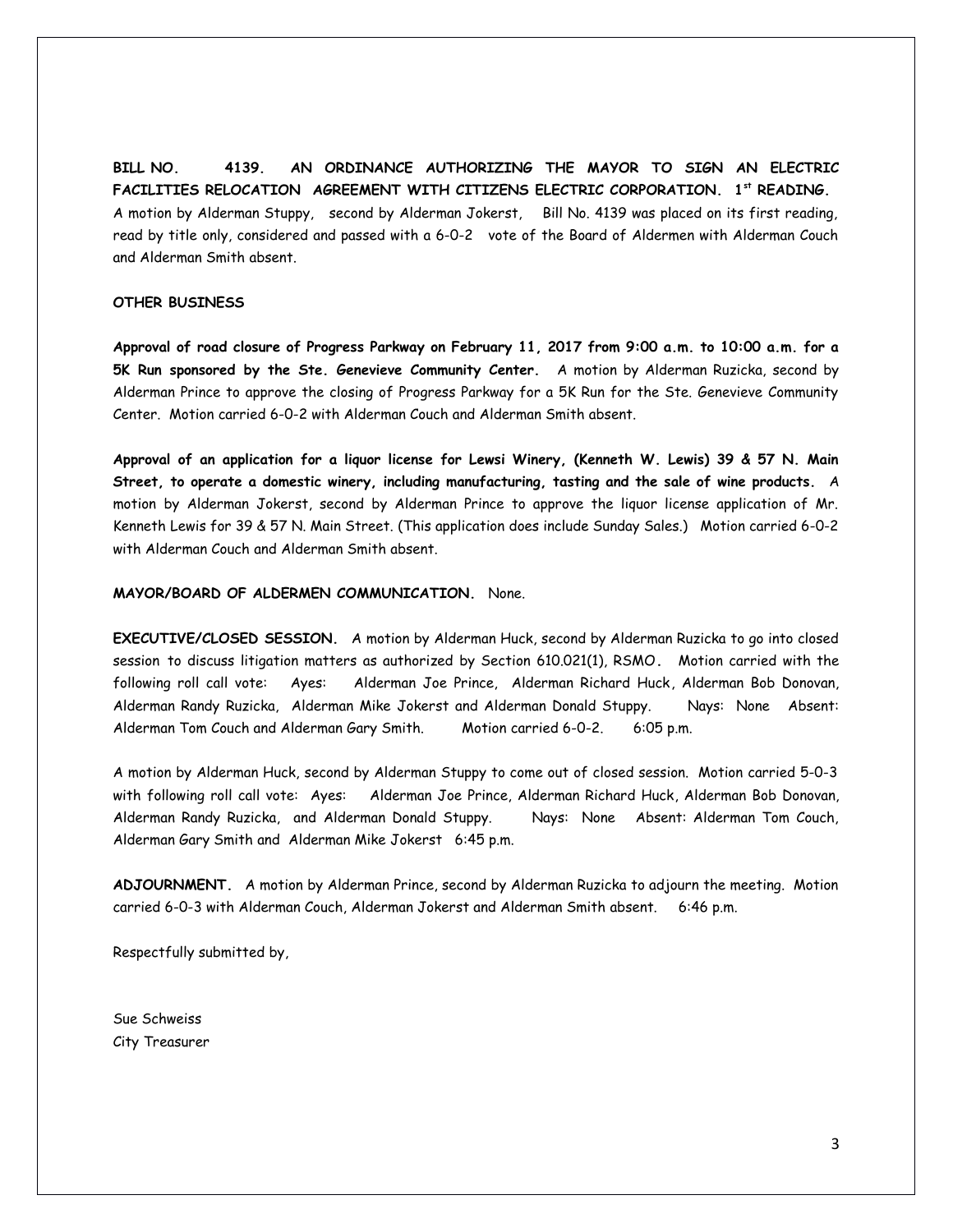**BILL NO. 4139. AN ORDINANCE AUTHORIZING THE MAYOR TO SIGN AN ELECTRIC FACILITIES RELOCATION AGREEMENT WITH CITIZENS ELECTRIC CORPORATION. 1st READING.** A motion by Alderman Stuppy, second by Alderman Jokerst, Bill No. 4139 was placed on its first reading, read by title only, considered and passed with a 6-0-2 vote of the Board of Aldermen with Alderman Couch and Alderman Smith absent.

**OTHER BUSINESS**

**Approval of road closure of Progress Parkway on February 11, 2017 from 9:00 a.m. to 10:00 a.m. for a 5K Run sponsored by the Ste. Genevieve Community Center.** A motion by Alderman Ruzicka, second by Alderman Prince to approve the closing of Progress Parkway for a 5K Run for the Ste. Genevieve Community Center. Motion carried 6-0-2 with Alderman Couch and Alderman Smith absent.

**Approval of an application for a liquor license for Lewsi Winery, (Kenneth W. Lewis) 39 & 57 N. Main Street, to operate a domestic winery, including manufacturing, tasting and the sale of wine products.** A motion by Alderman Jokerst, second by Alderman Prince to approve the liquor license application of Mr. Kenneth Lewis for 39 & 57 N. Main Street. (This application does include Sunday Sales.) Motion carried 6-0-2 with Alderman Couch and Alderman Smith absent.

**MAYOR/BOARD OF ALDERMEN COMMUNICATION.** None.

**EXECUTIVE/CLOSED SESSION.** A motion by Alderman Huck, second by Alderman Ruzicka to go into closed session to discuss litigation matters as authorized by Section 610.021(1), RSMO**.** Motion carried with the following roll call vote: Ayes: Alderman Joe Prince, Alderman Richard Huck, Alderman Bob Donovan, Alderman Randy Ruzicka, Alderman Mike Jokerst and Alderman Donald Stuppy. Nays: None Absent: Alderman Tom Couch and Alderman Gary Smith. Motion carried 6-0-2. 6:05 p.m.

A motion by Alderman Huck, second by Alderman Stuppy to come out of closed session. Motion carried 5-0-3 with following roll call vote: Ayes: Alderman Joe Prince, Alderman Richard Huck, Alderman Bob Donovan, Alderman Randy Ruzicka, and Alderman Donald Stuppy. Nays: None Absent: Alderman Tom Couch, Alderman Gary Smith and Alderman Mike Jokerst 6:45 p.m.

**ADJOURNMENT.** A motion by Alderman Prince, second by Alderman Ruzicka to adjourn the meeting. Motion carried 6-0-3 with Alderman Couch, Alderman Jokerst and Alderman Smith absent. 6:46 p.m.

Respectfully submitted by,

Sue Schweiss
City Treasurer